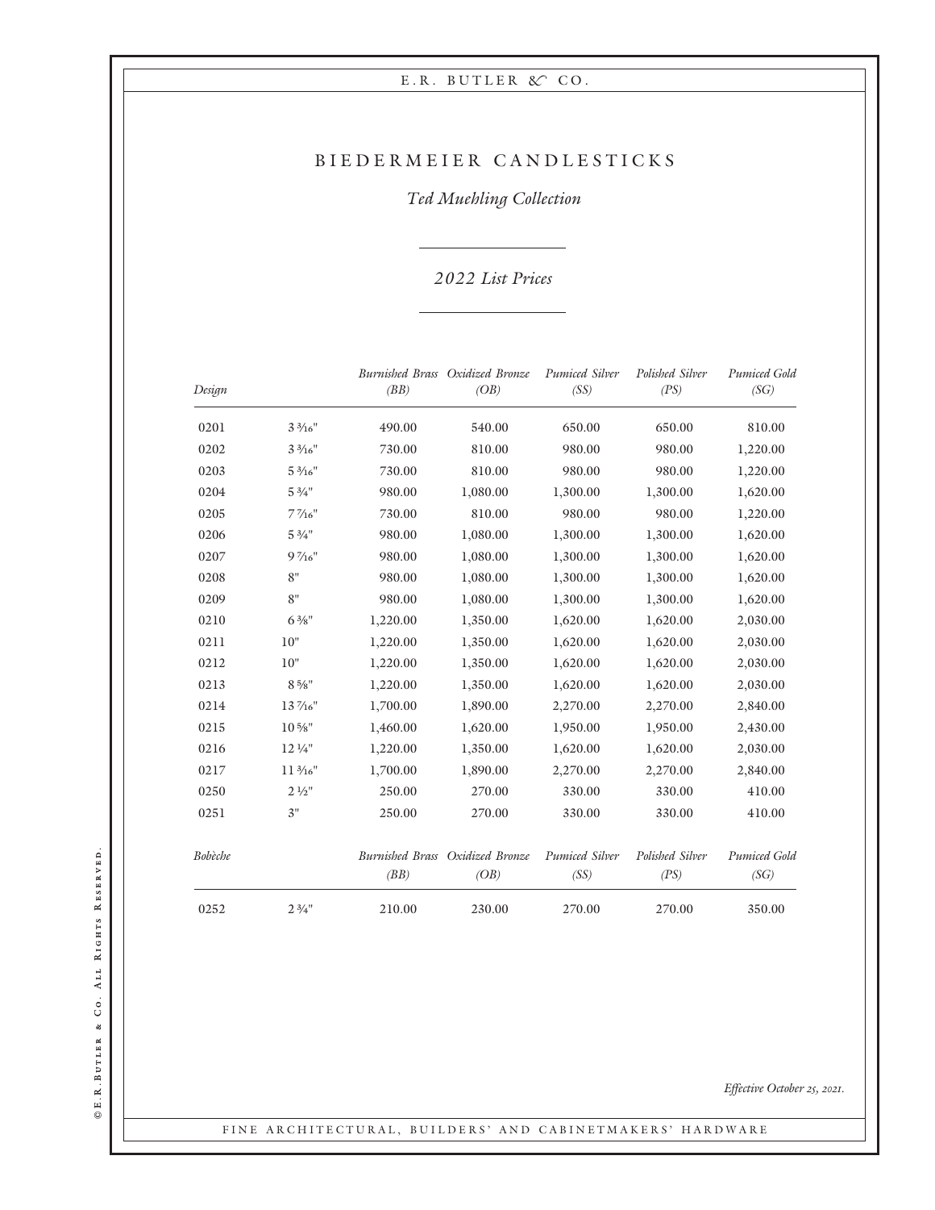# BIEDERMEIER CANDLESTICKS

*Ted Muehling Collection*

*2022 List Prices*

| *Design* | | *Burnished Brass (BB)* | *Oxidized Bronze (OB)* | *Pumiced Silver (SS)* | *Polished Silver (PS)* | *Pumiced Gold (SG)* |
|---|---|---|---|---|---|---|
| 0201 | 3 3⁄16" | 490.00 | 540.00 | 650.00 | 650.00 | 810.00 |
| 0202 | 3 3⁄16" | 730.00 | 810.00 | 980.00 | 980.00 | 1,220.00 |
| 0203 | 5 3⁄16" | 730.00 | 810.00 | 980.00 | 980.00 | 1,220.00 |
| 0204 | 5 3⁄4" | 980.00 | 1,080.00 | 1,300.00 | 1,300.00 | 1,620.00 |
| 0205 | 7 7⁄16" | 730.00 | 810.00 | 980.00 | 980.00 | 1,220.00 |
| 0206 | 5 3⁄4" | 980.00 | 1,080.00 | 1,300.00 | 1,300.00 | 1,620.00 |
| 0207 | 9 7⁄16" | 980.00 | 1,080.00 | 1,300.00 | 1,300.00 | 1,620.00 |
| 0208 | 8" | 980.00 | 1,080.00 | 1,300.00 | 1,300.00 | 1,620.00 |
| 0209 | 8" | 980.00 | 1,080.00 | 1,300.00 | 1,300.00 | 1,620.00 |
| 0210 | 6 3⁄8" | 1,220.00 | 1,350.00 | 1,620.00 | 1,620.00 | 2,030.00 |
| 0211 | 10" | 1,220.00 | 1,350.00 | 1,620.00 | 1,620.00 | 2,030.00 |
| 0212 | 10" | 1,220.00 | 1,350.00 | 1,620.00 | 1,620.00 | 2,030.00 |
| 0213 | 8 5⁄8" | 1,220.00 | 1,350.00 | 1,620.00 | 1,620.00 | 2,030.00 |
| 0214 | 13 7⁄16" | 1,700.00 | 1,890.00 | 2,270.00 | 2,270.00 | 2,840.00 |
| 0215 | 10 5⁄8" | 1,460.00 | 1,620.00 | 1,950.00 | 1,950.00 | 2,430.00 |
| 0216 | 12 1⁄4" | 1,220.00 | 1,350.00 | 1,620.00 | 1,620.00 | 2,030.00 |
| 0217 | 11 3⁄16" | 1,700.00 | 1,890.00 | 2,270.00 | 2,270.00 | 2,840.00 |
| 0250 | 2 1⁄2" | 250.00 | 270.00 | 330.00 | 330.00 | 410.00 |
| 0251 | 3" | 250.00 | 270.00 | 330.00 | 330.00 | 410.00 |

| *Bobèche* | | *Burnished Brass (BB)* | *Oxidized Bronze (OB)* | *Pumiced Silver (SS)* | *Polished Silver (PS)* | *Pumiced Gold (SG)* |
|---|---|---|---|---|---|---|
| 0252 | 2 3⁄4" | 210.00 | 230.00 | 270.00 | 270.00 | 350.00 |

*Effective October 25, 2021.*

FINE ARCHITECTURAL, BUILDERS' AND CABINETMAKERS' HARDWARE

© E.R. Butler & Co. All Rights Reserved.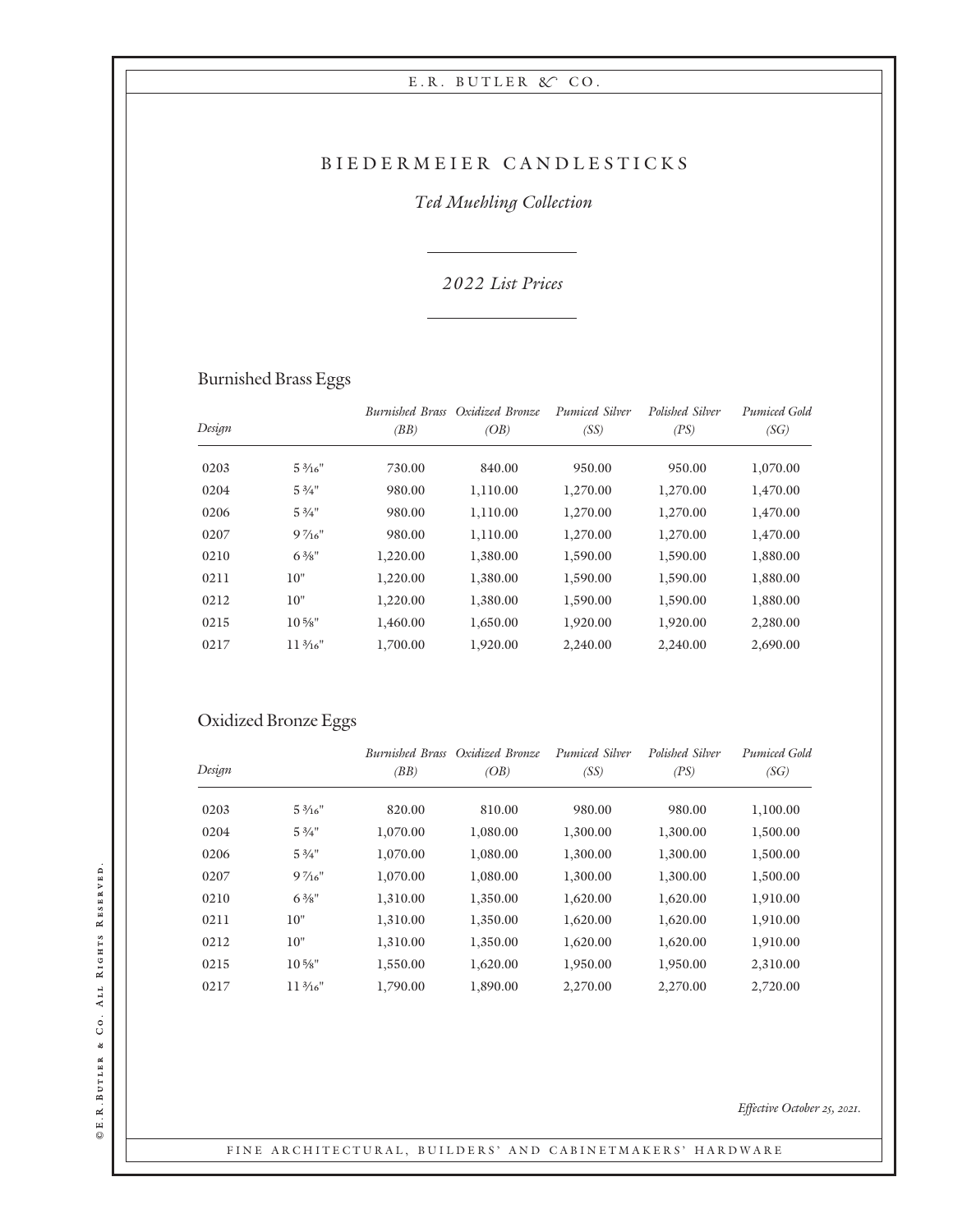# BIEDERMEIER CANDLESTICKS

*Ted Muehling Collection*

*2022 List Prices*

## Burnished Brass Eggs

| *Design* | | *Burnished Brass (BB)* | *Oxidized Bronze (OB)* | *Pumiced Silver (SS)* | *Polished Silver (PS)* | *Pumiced Gold (SG)* |
|---|---|---|---|---|---|---|
| 0203 | 5 3⁄16" | 730.00 | 840.00 | 950.00 | 950.00 | 1,070.00 |
| 0204 | 5 3⁄4" | 980.00 | 1,110.00 | 1,270.00 | 1,270.00 | 1,470.00 |
| 0206 | 5 3⁄4" | 980.00 | 1,110.00 | 1,270.00 | 1,270.00 | 1,470.00 |
| 0207 | 9 7⁄16" | 980.00 | 1,110.00 | 1,270.00 | 1,270.00 | 1,470.00 |
| 0210 | 6 3⁄8" | 1,220.00 | 1,380.00 | 1,590.00 | 1,590.00 | 1,880.00 |
| 0211 | 10" | 1,220.00 | 1,380.00 | 1,590.00 | 1,590.00 | 1,880.00 |
| 0212 | 10" | 1,220.00 | 1,380.00 | 1,590.00 | 1,590.00 | 1,880.00 |
| 0215 | 10 5⁄8" | 1,460.00 | 1,650.00 | 1,920.00 | 1,920.00 | 2,280.00 |
| 0217 | 11 3⁄16" | 1,700.00 | 1,920.00 | 2,240.00 | 2,240.00 | 2,690.00 |

## Oxidized Bronze Eggs

| *Design* | | *Burnished Brass (BB)* | *Oxidized Bronze (OB)* | *Pumiced Silver (SS)* | *Polished Silver (PS)* | *Pumiced Gold (SG)* |
|---|---|---|---|---|---|---|
| 0203 | 5 3⁄16" | 820.00 | 810.00 | 980.00 | 980.00 | 1,100.00 |
| 0204 | 5 3⁄4" | 1,070.00 | 1,080.00 | 1,300.00 | 1,300.00 | 1,500.00 |
| 0206 | 5 3⁄4" | 1,070.00 | 1,080.00 | 1,300.00 | 1,300.00 | 1,500.00 |
| 0207 | 9 7⁄16" | 1,070.00 | 1,080.00 | 1,300.00 | 1,300.00 | 1,500.00 |
| 0210 | 6 3⁄8" | 1,310.00 | 1,350.00 | 1,620.00 | 1,620.00 | 1,910.00 |
| 0211 | 10" | 1,310.00 | 1,350.00 | 1,620.00 | 1,620.00 | 1,910.00 |
| 0212 | 10" | 1,310.00 | 1,350.00 | 1,620.00 | 1,620.00 | 1,910.00 |
| 0215 | 10 5⁄8" | 1,550.00 | 1,620.00 | 1,950.00 | 1,950.00 | 2,310.00 |
| 0217 | 11 3⁄16" | 1,790.00 | 1,890.00 | 2,270.00 | 2,270.00 | 2,720.00 |

*Effective October 25, 2021.*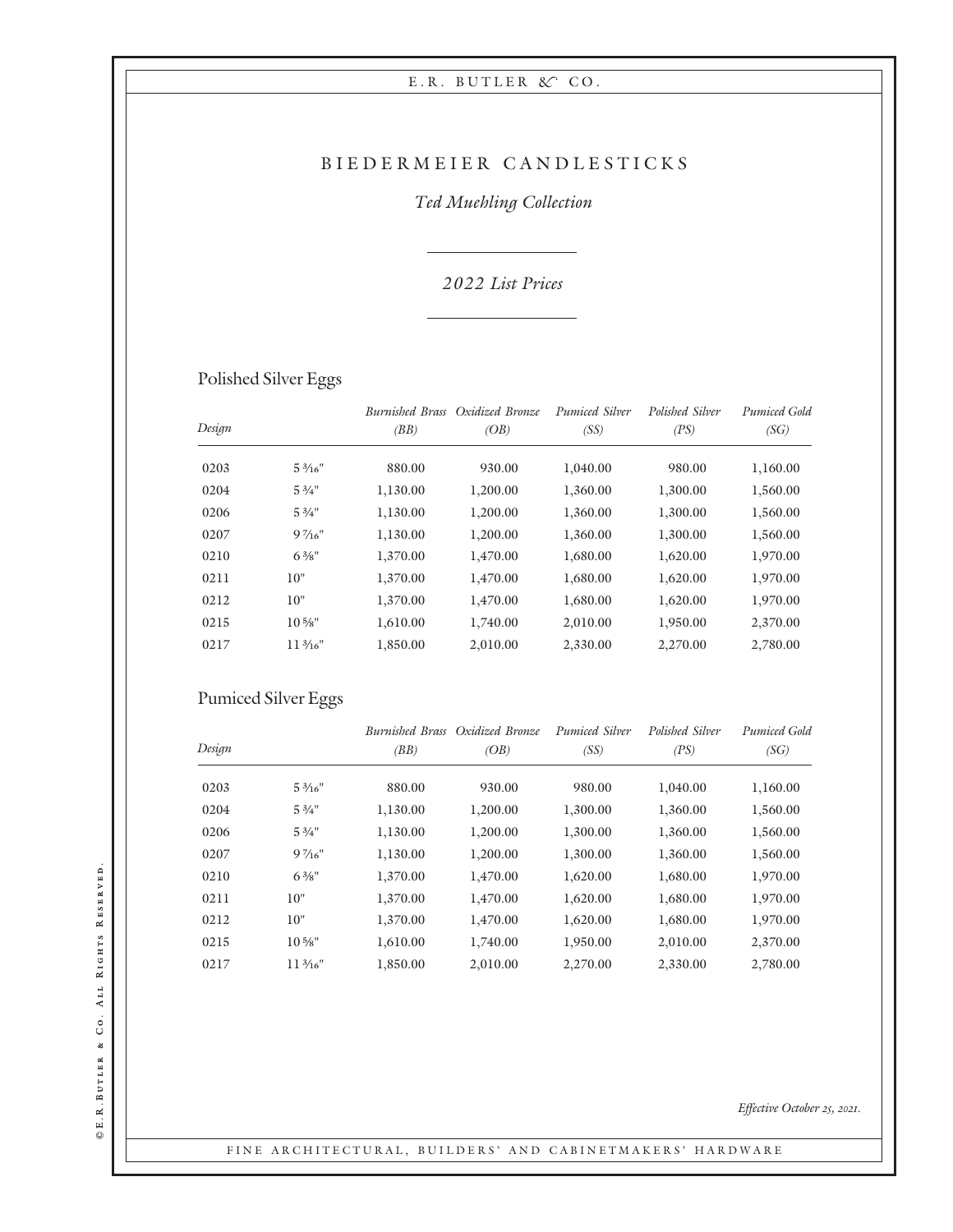# BIEDERMEIER CANDLESTICKS

*Ted Muehling Collection*

*2022 List Prices*

## Polished Silver Eggs

| *Design* | | *Burnished Brass (BB)* | *Oxidized Bronze (OB)* | *Pumiced Silver (SS)* | *Polished Silver (PS)* | *Pumiced Gold (SG)* |
|---|---|---|---|---|---|---|
| 0203 | 5 3/16" | 880.00 | 930.00 | 1,040.00 | 980.00 | 1,160.00 |
| 0204 | 5 3/4" | 1,130.00 | 1,200.00 | 1,360.00 | 1,300.00 | 1,560.00 |
| 0206 | 5 3/4" | 1,130.00 | 1,200.00 | 1,360.00 | 1,300.00 | 1,560.00 |
| 0207 | 9 7/16" | 1,130.00 | 1,200.00 | 1,360.00 | 1,300.00 | 1,560.00 |
| 0210 | 6 3/8" | 1,370.00 | 1,470.00 | 1,680.00 | 1,620.00 | 1,970.00 |
| 0211 | 10" | 1,370.00 | 1,470.00 | 1,680.00 | 1,620.00 | 1,970.00 |
| 0212 | 10" | 1,370.00 | 1,470.00 | 1,680.00 | 1,620.00 | 1,970.00 |
| 0215 | 10 5/8" | 1,610.00 | 1,740.00 | 2,010.00 | 1,950.00 | 2,370.00 |
| 0217 | 11 3/16" | 1,850.00 | 2,010.00 | 2,330.00 | 2,270.00 | 2,780.00 |

## Pumiced Silver Eggs

| *Design* | | *Burnished Brass (BB)* | *Oxidized Bronze (OB)* | *Pumiced Silver (SS)* | *Polished Silver (PS)* | *Pumiced Gold (SG)* |
|---|---|---|---|---|---|---|
| 0203 | 5 3/16" | 880.00 | 930.00 | 980.00 | 1,040.00 | 1,160.00 |
| 0204 | 5 3/4" | 1,130.00 | 1,200.00 | 1,300.00 | 1,360.00 | 1,560.00 |
| 0206 | 5 3/4" | 1,130.00 | 1,200.00 | 1,300.00 | 1,360.00 | 1,560.00 |
| 0207 | 9 7/16" | 1,130.00 | 1,200.00 | 1,300.00 | 1,360.00 | 1,560.00 |
| 0210 | 6 3/8" | 1,370.00 | 1,470.00 | 1,620.00 | 1,680.00 | 1,970.00 |
| 0211 | 10" | 1,370.00 | 1,470.00 | 1,620.00 | 1,680.00 | 1,970.00 |
| 0212 | 10" | 1,370.00 | 1,470.00 | 1,620.00 | 1,680.00 | 1,970.00 |
| 0215 | 10 5/8" | 1,610.00 | 1,740.00 | 1,950.00 | 2,010.00 | 2,370.00 |
| 0217 | 11 3/16" | 1,850.00 | 2,010.00 | 2,270.00 | 2,330.00 | 2,780.00 |

*Effective October 25, 2021.*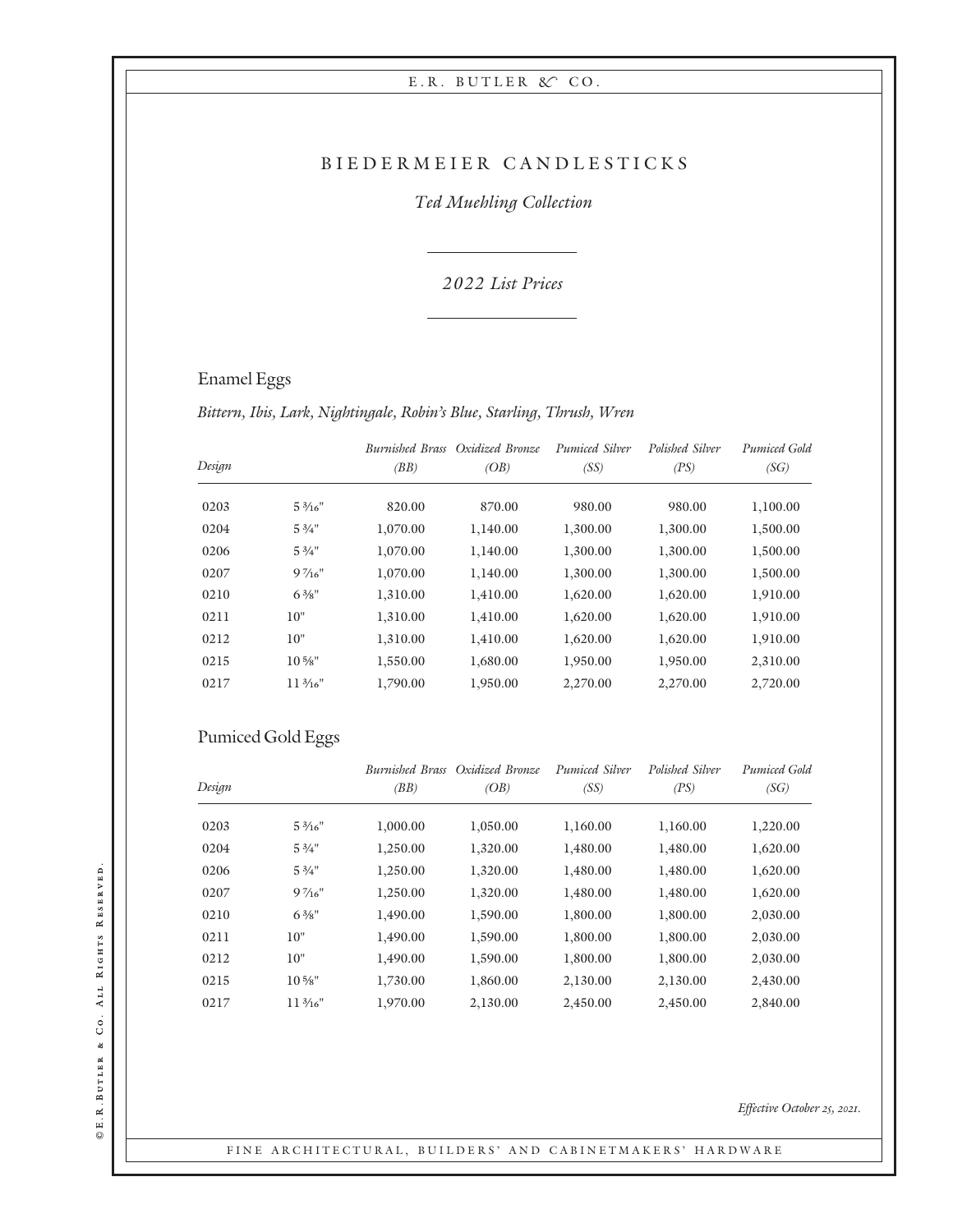# BIEDERMEIER CANDLESTICKS

*Ted Muehling Collection*

*2022 List Prices*

## Enamel Eggs

*Bittern, Ibis, Lark, Nightingale, Robin's Blue, Starling, Thrush, Wren*

| *Design* | | *Burnished Brass (BB)* | *Oxidized Bronze (OB)* | *Pumiced Silver (SS)* | *Polished Silver (PS)* | *Pumiced Gold (SG)* |
|---|---|---|---|---|---|---|
| 0203 | 5 3/16" | 820.00 | 870.00 | 980.00 | 980.00 | 1,100.00 |
| 0204 | 5 3/4" | 1,070.00 | 1,140.00 | 1,300.00 | 1,300.00 | 1,500.00 |
| 0206 | 5 3/4" | 1,070.00 | 1,140.00 | 1,300.00 | 1,300.00 | 1,500.00 |
| 0207 | 9 7/16" | 1,070.00 | 1,140.00 | 1,300.00 | 1,300.00 | 1,500.00 |
| 0210 | 6 3/8" | 1,310.00 | 1,410.00 | 1,620.00 | 1,620.00 | 1,910.00 |
| 0211 | 10" | 1,310.00 | 1,410.00 | 1,620.00 | 1,620.00 | 1,910.00 |
| 0212 | 10" | 1,310.00 | 1,410.00 | 1,620.00 | 1,620.00 | 1,910.00 |
| 0215 | 10 5/8" | 1,550.00 | 1,680.00 | 1,950.00 | 1,950.00 | 2,310.00 |
| 0217 | 11 3/16" | 1,790.00 | 1,950.00 | 2,270.00 | 2,270.00 | 2,720.00 |

## Pumiced Gold Eggs

| *Design* | | *Burnished Brass (BB)* | *Oxidized Bronze (OB)* | *Pumiced Silver (SS)* | *Polished Silver (PS)* | *Pumiced Gold (SG)* |
|---|---|---|---|---|---|---|
| 0203 | 5 3/16" | 1,000.00 | 1,050.00 | 1,160.00 | 1,160.00 | 1,220.00 |
| 0204 | 5 3/4" | 1,250.00 | 1,320.00 | 1,480.00 | 1,480.00 | 1,620.00 |
| 0206 | 5 3/4" | 1,250.00 | 1,320.00 | 1,480.00 | 1,480.00 | 1,620.00 |
| 0207 | 9 7/16" | 1,250.00 | 1,320.00 | 1,480.00 | 1,480.00 | 1,620.00 |
| 0210 | 6 3/8" | 1,490.00 | 1,590.00 | 1,800.00 | 1,800.00 | 2,030.00 |
| 0211 | 10" | 1,490.00 | 1,590.00 | 1,800.00 | 1,800.00 | 2,030.00 |
| 0212 | 10" | 1,490.00 | 1,590.00 | 1,800.00 | 1,800.00 | 2,030.00 |
| 0215 | 10 5/8" | 1,730.00 | 1,860.00 | 2,130.00 | 2,130.00 | 2,430.00 |
| 0217 | 11 3/16" | 1,970.00 | 2,130.00 | 2,450.00 | 2,450.00 | 2,840.00 |

*Effective October 25, 2021.*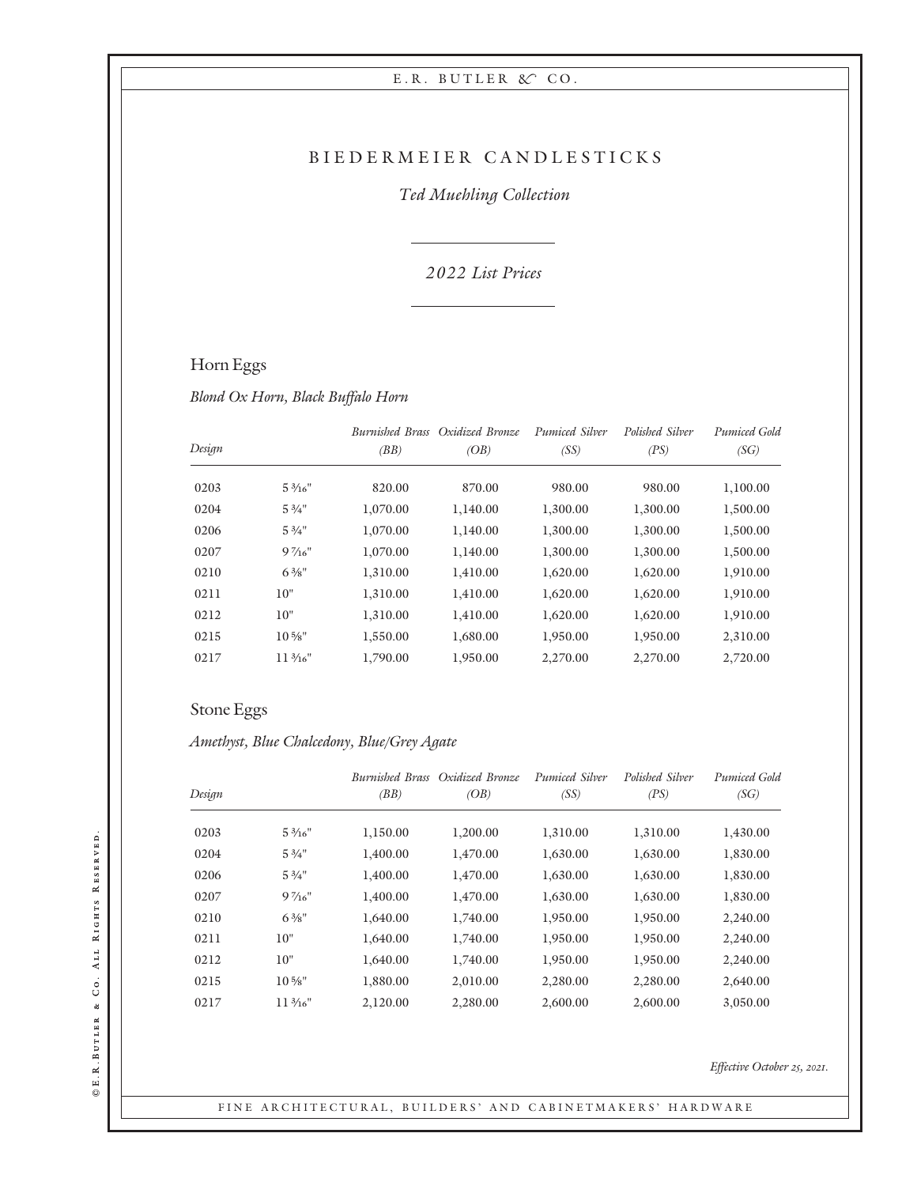# BIEDERMEIER CANDLESTICKS

*Ted Muehling Collection*

*2022 List Prices*

## Horn Eggs

*Blond Ox Horn, Black Buffalo Horn*

| Design | | Burnished Brass (BB) | Oxidized Bronze (OB) | Pumiced Silver (SS) | Polished Silver (PS) | Pumiced Gold (SG) |
|---|---|---|---|---|---|---|
| 0203 | 5 3⁄16" | 820.00 | 870.00 | 980.00 | 980.00 | 1,100.00 |
| 0204 | 5 3⁄4" | 1,070.00 | 1,140.00 | 1,300.00 | 1,300.00 | 1,500.00 |
| 0206 | 5 3⁄4" | 1,070.00 | 1,140.00 | 1,300.00 | 1,300.00 | 1,500.00 |
| 0207 | 9 7⁄16" | 1,070.00 | 1,140.00 | 1,300.00 | 1,300.00 | 1,500.00 |
| 0210 | 6 3⁄8" | 1,310.00 | 1,410.00 | 1,620.00 | 1,620.00 | 1,910.00 |
| 0211 | 10" | 1,310.00 | 1,410.00 | 1,620.00 | 1,620.00 | 1,910.00 |
| 0212 | 10" | 1,310.00 | 1,410.00 | 1,620.00 | 1,620.00 | 1,910.00 |
| 0215 | 10 5⁄8" | 1,550.00 | 1,680.00 | 1,950.00 | 1,950.00 | 2,310.00 |
| 0217 | 11 3⁄16" | 1,790.00 | 1,950.00 | 2,270.00 | 2,270.00 | 2,720.00 |

## Stone Eggs

*Amethyst, Blue Chalcedony, Blue/Grey Agate*

| Design | | Burnished Brass (BB) | Oxidized Bronze (OB) | Pumiced Silver (SS) | Polished Silver (PS) | Pumiced Gold (SG) |
|---|---|---|---|---|---|---|
| 0203 | 5 3⁄16" | 1,150.00 | 1,200.00 | 1,310.00 | 1,310.00 | 1,430.00 |
| 0204 | 5 3⁄4" | 1,400.00 | 1,470.00 | 1,630.00 | 1,630.00 | 1,830.00 |
| 0206 | 5 3⁄4" | 1,400.00 | 1,470.00 | 1,630.00 | 1,630.00 | 1,830.00 |
| 0207 | 9 7⁄16" | 1,400.00 | 1,470.00 | 1,630.00 | 1,630.00 | 1,830.00 |
| 0210 | 6 3⁄8" | 1,640.00 | 1,740.00 | 1,950.00 | 1,950.00 | 2,240.00 |
| 0211 | 10" | 1,640.00 | 1,740.00 | 1,950.00 | 1,950.00 | 2,240.00 |
| 0212 | 10" | 1,640.00 | 1,740.00 | 1,950.00 | 1,950.00 | 2,240.00 |
| 0215 | 10 5⁄8" | 1,880.00 | 2,010.00 | 2,280.00 | 2,280.00 | 2,640.00 |
| 0217 | 11 3⁄16" | 2,120.00 | 2,280.00 | 2,600.00 | 2,600.00 | 3,050.00 |

*Effective October 25, 2021.*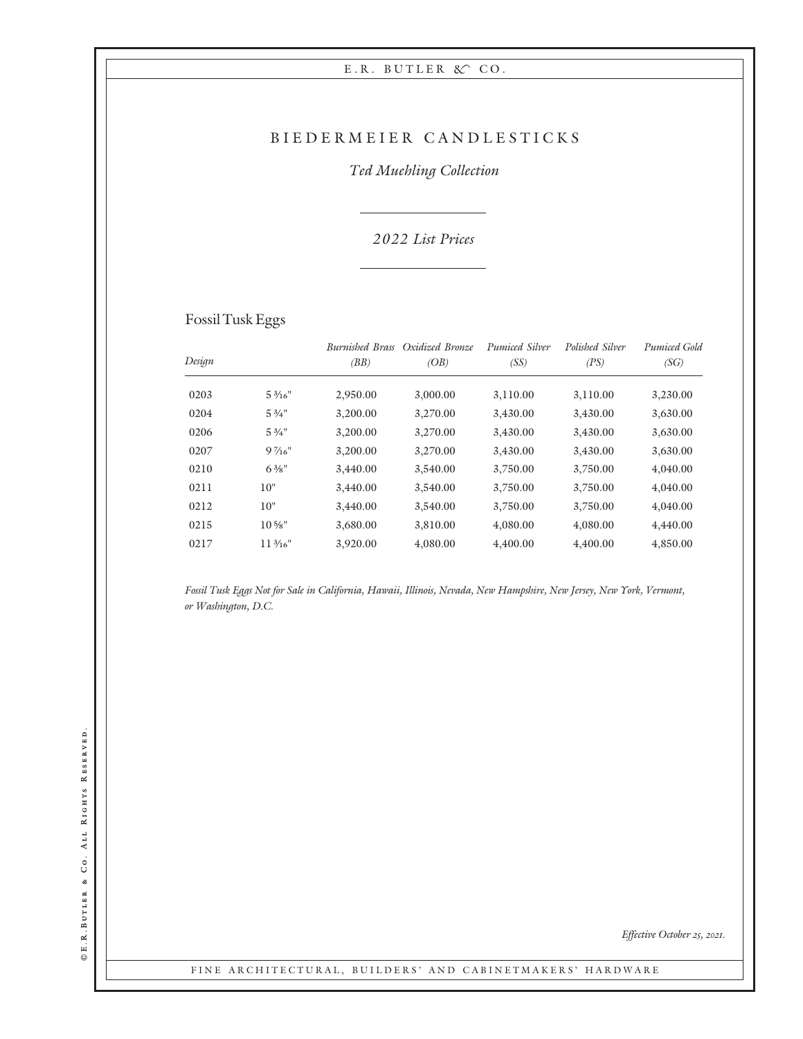# BIEDERMEIER CANDLESTICKS

*Ted Muehling Collection*

*2022 List Prices*

## Fossil Tusk Eggs

| *Design* | | *Burnished Brass (BB)* | *Oxidized Bronze (OB)* | *Pumiced Silver (SS)* | *Polished Silver (PS)* | *Pumiced Gold (SG)* |
|---|---|---|---|---|---|---|
| 0203 | 5 3⁄16" | 2,950.00 | 3,000.00 | 3,110.00 | 3,110.00 | 3,230.00 |
| 0204 | 5 3⁄4" | 3,200.00 | 3,270.00 | 3,430.00 | 3,430.00 | 3,630.00 |
| 0206 | 5 3⁄4" | 3,200.00 | 3,270.00 | 3,430.00 | 3,430.00 | 3,630.00 |
| 0207 | 9 7⁄16" | 3,200.00 | 3,270.00 | 3,430.00 | 3,430.00 | 3,630.00 |
| 0210 | 6 3⁄8" | 3,440.00 | 3,540.00 | 3,750.00 | 3,750.00 | 4,040.00 |
| 0211 | 10" | 3,440.00 | 3,540.00 | 3,750.00 | 3,750.00 | 4,040.00 |
| 0212 | 10" | 3,440.00 | 3,540.00 | 3,750.00 | 3,750.00 | 4,040.00 |
| 0215 | 10 5⁄8" | 3,680.00 | 3,810.00 | 4,080.00 | 4,080.00 | 4,440.00 |
| 0217 | 11 3⁄16" | 3,920.00 | 4,080.00 | 4,400.00 | 4,400.00 | 4,850.00 |

*Fossil Tusk Eggs Not for Sale in California, Hawaii, Illinois, Nevada, New Hampshire, New Jersey, New York, Vermont, or Washington, D.C.*

*Effective October 25, 2021.*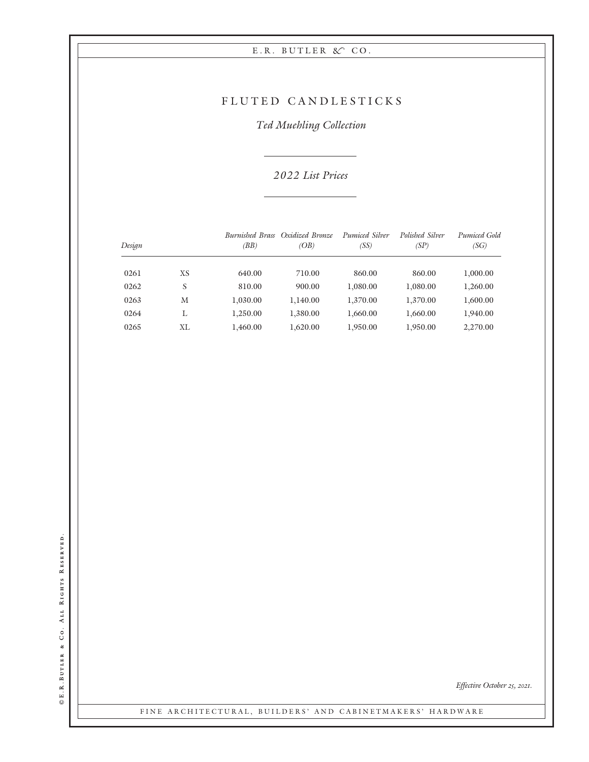# FLUTED CANDLESTICKS

*Ted Muehling Collection*

*2022 List Prices*

| *Design* | | *Burnished Brass (BB)* | *Oxidized Bronze (OB)* | *Pumiced Silver (SS)* | *Polished Silver (SP)* | *Pumiced Gold (SG)* |
|---|---|---|---|---|---|---|
| 0261 | XS | 640.00 | 710.00 | 860.00 | 860.00 | 1,000.00 |
| 0262 | S | 810.00 | 900.00 | 1,080.00 | 1,080.00 | 1,260.00 |
| 0263 | M | 1,030.00 | 1,140.00 | 1,370.00 | 1,370.00 | 1,600.00 |
| 0264 | L | 1,250.00 | 1,380.00 | 1,660.00 | 1,660.00 | 1,940.00 |
| 0265 | XL | 1,460.00 | 1,620.00 | 1,950.00 | 1,950.00 | 2,270.00 |

*Effective October 25, 2021.*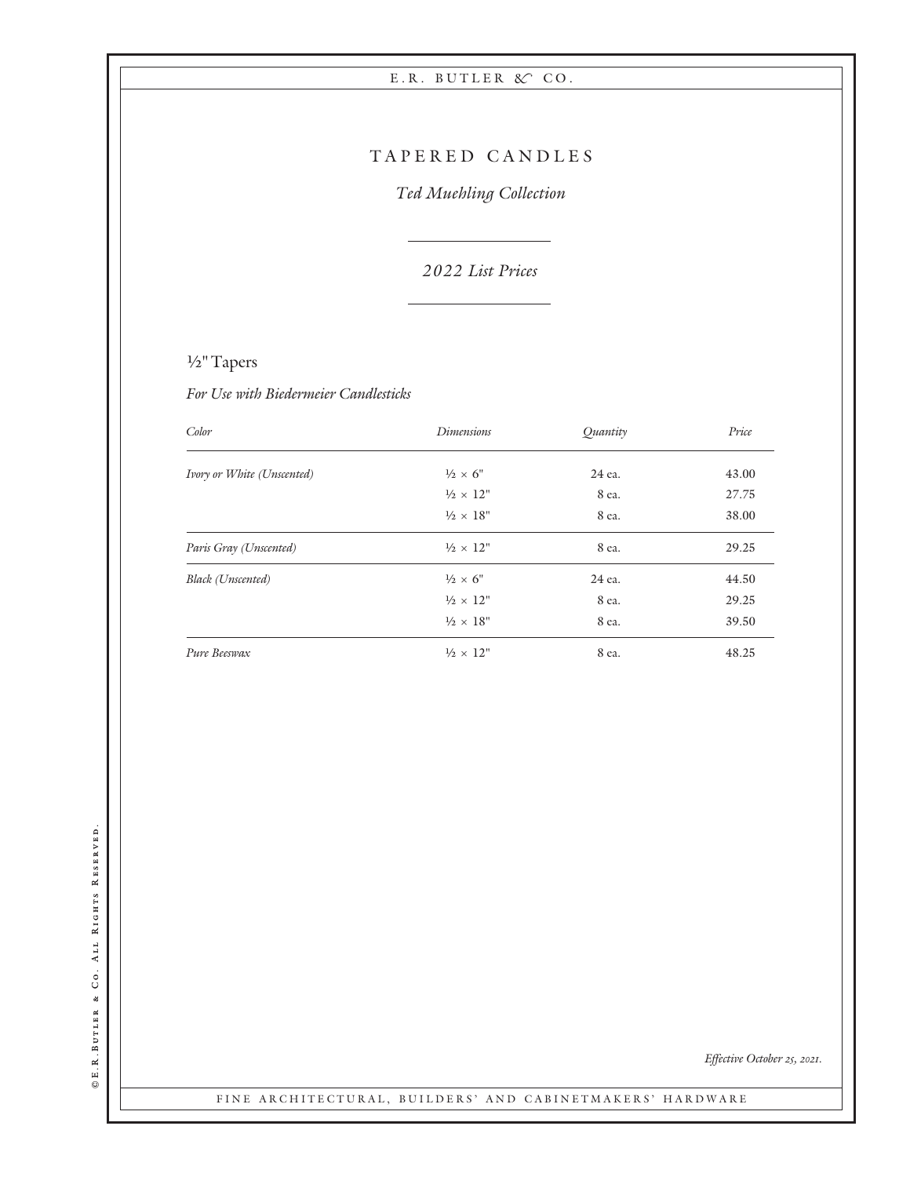# TAPERED CANDLES

*Ted Muehling Collection*

*2022 List Prices*

## ½" Tapers

*For Use with Biedermeier Candlesticks*

| *Color* | *Dimensions* | *Quantity* | *Price* |
|---|---|---|---|
| *Ivory or White (Unscented)* | ½ × 6" | 24 ea. | 43.00 |
| | ½ × 12" | 8 ea. | 27.75 |
| | ½ × 18" | 8 ea. | 38.00 |
| *Paris Gray (Unscented)* | ½ × 12" | 8 ea. | 29.25 |
| *Black (Unscented)* | ½ × 6" | 24 ea. | 44.50 |
| | ½ × 12" | 8 ea. | 29.25 |
| | ½ × 18" | 8 ea. | 39.50 |
| *Pure Beeswax* | ½ × 12" | 8 ea. | 48.25 |

*Effective October 25, 2021.*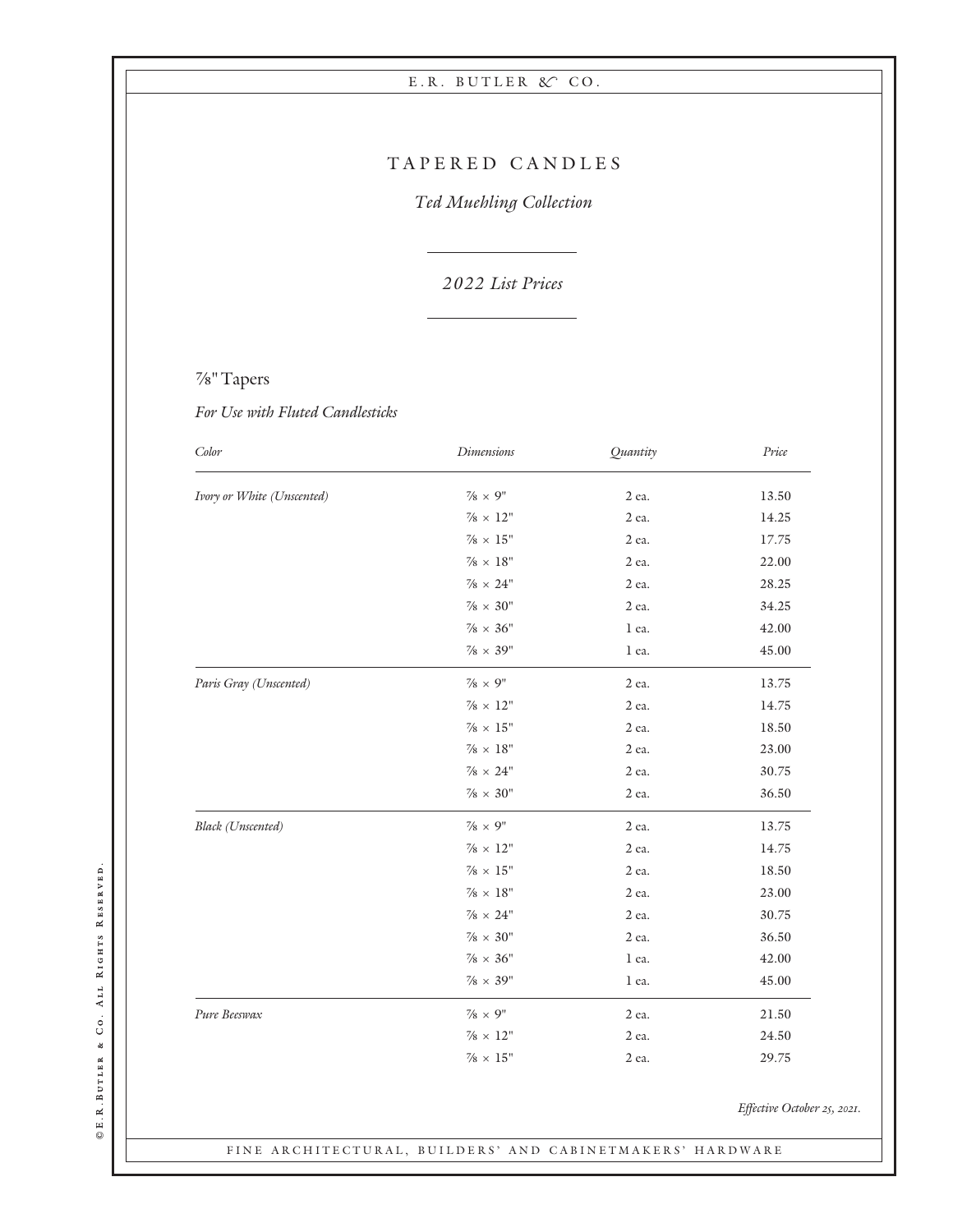# TAPERED CANDLES

*Ted Muehling Collection*

*2022 List Prices*

## ⅞" Tapers

*For Use with Fluted Candlesticks*

| *Color* | *Dimensions* | *Quantity* | *Price* |
|---|---|---|---|
| *Ivory or White (Unscented)* | ⅞ × 9" | 2 ea. | 13.50 |
| | ⅞ × 12" | 2 ea. | 14.25 |
| | ⅞ × 15" | 2 ea. | 17.75 |
| | ⅞ × 18" | 2 ea. | 22.00 |
| | ⅞ × 24" | 2 ea. | 28.25 |
| | ⅞ × 30" | 2 ea. | 34.25 |
| | ⅞ × 36" | 1 ea. | 42.00 |
| | ⅞ × 39" | 1 ea. | 45.00 |
| *Paris Gray (Unscented)* | ⅞ × 9" | 2 ea. | 13.75 |
| | ⅞ × 12" | 2 ea. | 14.75 |
| | ⅞ × 15" | 2 ea. | 18.50 |
| | ⅞ × 18" | 2 ea. | 23.00 |
| | ⅞ × 24" | 2 ea. | 30.75 |
| | ⅞ × 30" | 2 ea. | 36.50 |
| *Black (Unscented)* | ⅞ × 9" | 2 ea. | 13.75 |
| | ⅞ × 12" | 2 ea. | 14.75 |
| | ⅞ × 15" | 2 ea. | 18.50 |
| | ⅞ × 18" | 2 ea. | 23.00 |
| | ⅞ × 24" | 2 ea. | 30.75 |
| | ⅞ × 30" | 2 ea. | 36.50 |
| | ⅞ × 36" | 1 ea. | 42.00 |
| | ⅞ × 39" | 1 ea. | 45.00 |
| *Pure Beeswax* | ⅞ × 9" | 2 ea. | 21.50 |
| | ⅞ × 12" | 2 ea. | 24.50 |
| | ⅞ × 15" | 2 ea. | 29.75 |

*Effective October 25, 2021.*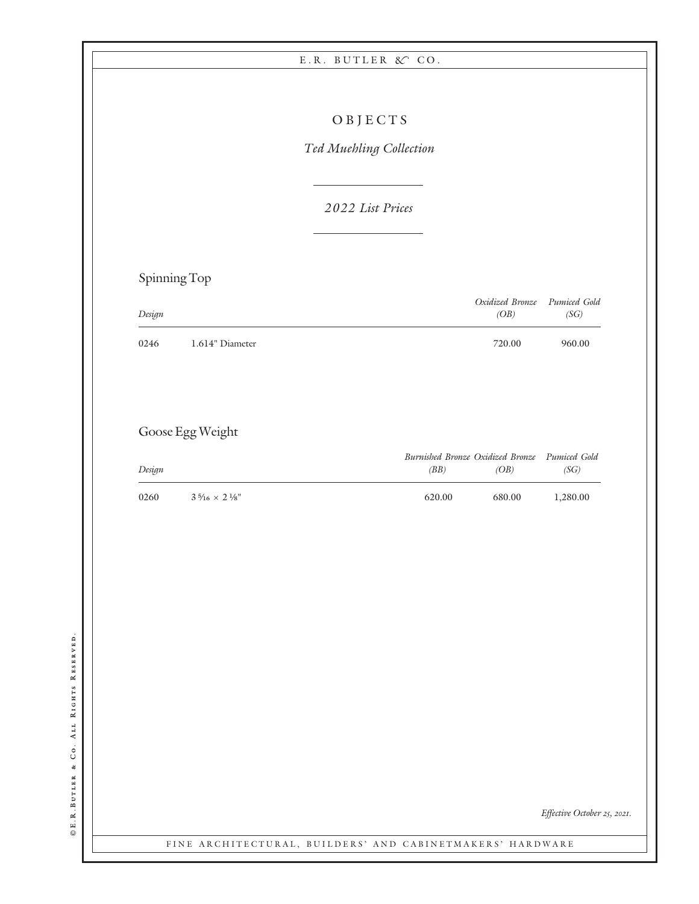# OBJECTS

*Ted Muehling Collection*

*2022 List Prices*

## Spinning Top

| *Design* | | *Oxidized Bronze (OB)* | *Pumiced Gold (SG)* |
|---|---|---|---|
| 0246 | 1.614" Diameter | 720.00 | 960.00 |

## Goose Egg Weight

| *Design* | | *Burnished Bronze (BB)* | *Oxidized Bronze (OB)* | *Pumiced Gold (SG)* |
|---|---|---|---|---|
| 0260 | 3 5⁄16 × 2 1⁄8" | 620.00 | 680.00 | 1,280.00 |

*Effective October 25, 2021.*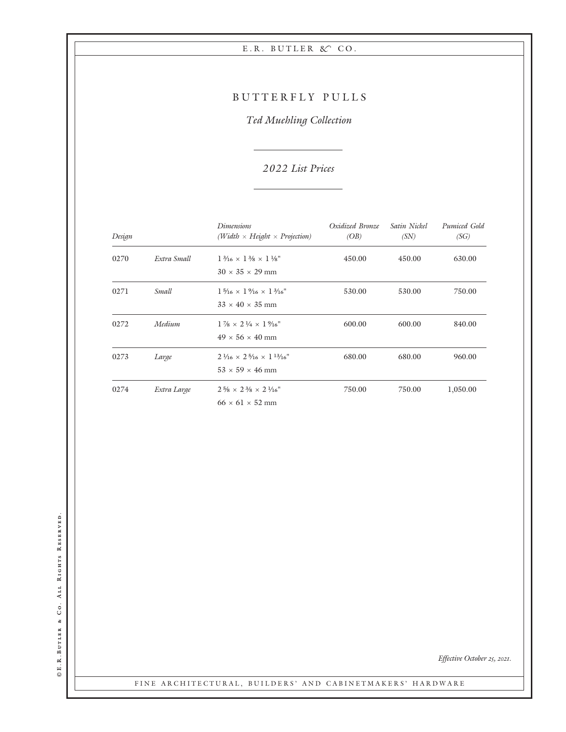# BUTTERFLY PULLS

## *Ted Muehling Collection*

*2022 List Prices*

| *Design* | | *Dimensions (Width × Height × Projection)* | *Oxidized Bronze (OB)* | *Satin Nickel (SN)* | *Pumiced Gold (SG)* |
|---|---|---|---|---|---|
| 0270 | *Extra Small* | 1 3⁄16 × 1 3⁄8 × 1 1⁄8" <br> 30 × 35 × 29 mm | 450.00 | 450.00 | 630.00 |
| 0271 | *Small* | 1 5⁄16 × 1 9⁄16 × 1 3⁄16" <br> 33 × 40 × 35 mm | 530.00 | 530.00 | 750.00 |
| 0272 | *Medium* | 1 7⁄8 × 2 1⁄4 × 1 9⁄16" <br> 49 × 56 × 40 mm | 600.00 | 600.00 | 840.00 |
| 0273 | *Large* | 2 1⁄16 × 2 5⁄16 × 1 13⁄16" <br> 53 × 59 × 46 mm | 680.00 | 680.00 | 960.00 |
| 0274 | *Extra Large* | 2 5⁄8 × 2 3⁄8 × 2 1⁄16" <br> 66 × 61 × 52 mm | 750.00 | 750.00 | 1,050.00 |

*Effective October 25, 2021.*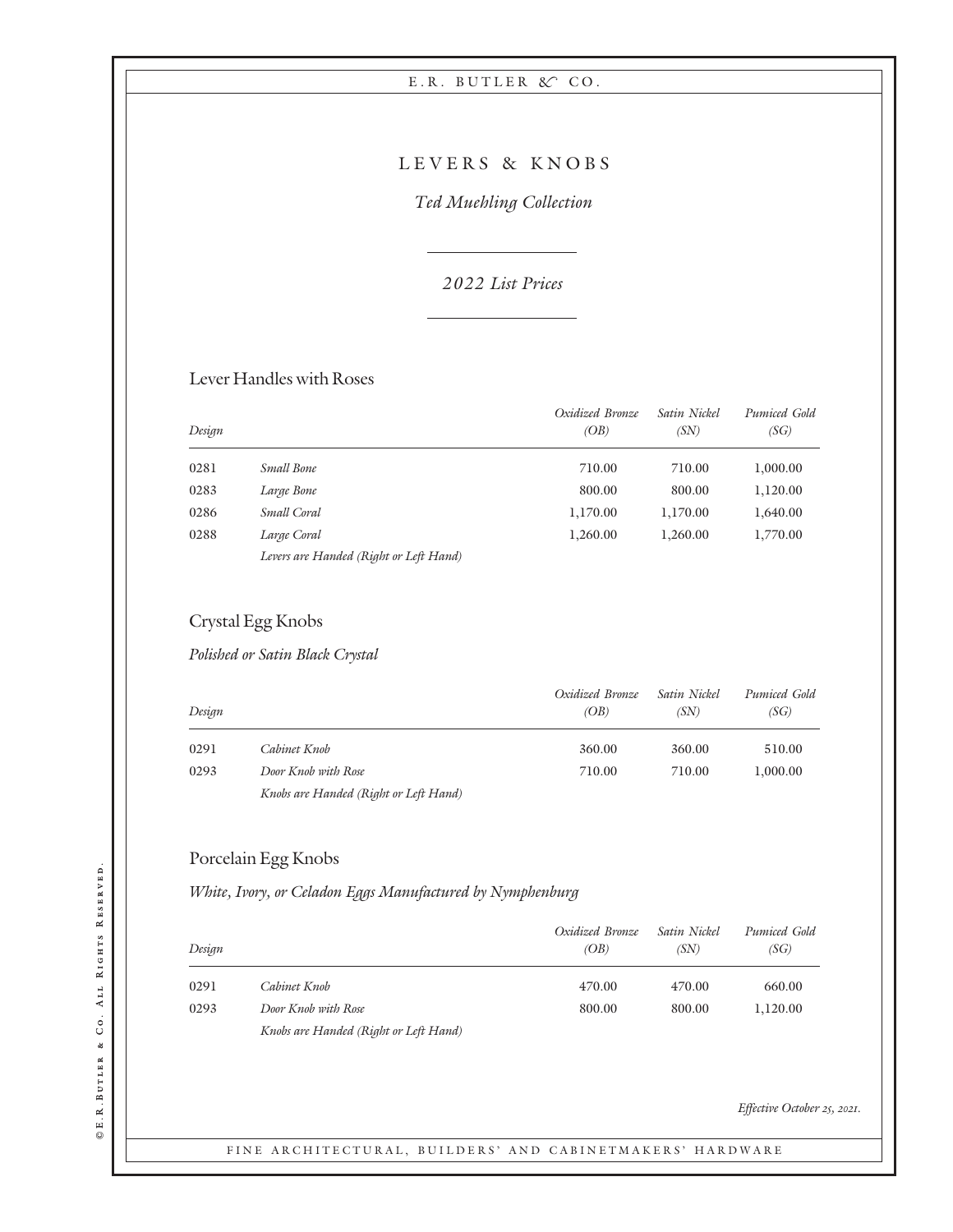# LEVERS & KNOBS

*Ted Muehling Collection*

*2022 List Prices*

## Lever Handles with Roses

| Design | | Oxidized Bronze (OB) | Satin Nickel (SN) | Pumiced Gold (SG) |
|---|---|---|---|---|
| 0281 | *Small Bone* | 710.00 | 710.00 | 1,000.00 |
| 0283 | *Large Bone* | 800.00 | 800.00 | 1,120.00 |
| 0286 | *Small Coral* | 1,170.00 | 1,170.00 | 1,640.00 |
| 0288 | *Large Coral* | 1,260.00 | 1,260.00 | 1,770.00 |
| | *Levers are Handed (Right or Left Hand)* | | | |

## Crystal Egg Knobs

*Polished or Satin Black Crystal*

| Design | | Oxidized Bronze (OB) | Satin Nickel (SN) | Pumiced Gold (SG) |
|---|---|---|---|---|
| 0291 | *Cabinet Knob* | 360.00 | 360.00 | 510.00 |
| 0293 | *Door Knob with Rose* | 710.00 | 710.00 | 1,000.00 |
| | *Knobs are Handed (Right or Left Hand)* | | | |

## Porcelain Egg Knobs

*White, Ivory, or Celadon Eggs Manufactured by Nymphenburg*

| Design | | Oxidized Bronze (OB) | Satin Nickel (SN) | Pumiced Gold (SG) |
|---|---|---|---|---|
| 0291 | *Cabinet Knob* | 470.00 | 470.00 | 660.00 |
| 0293 | *Door Knob with Rose* | 800.00 | 800.00 | 1,120.00 |
| | *Knobs are Handed (Right or Left Hand)* | | | |

*Effective October 25, 2021.*